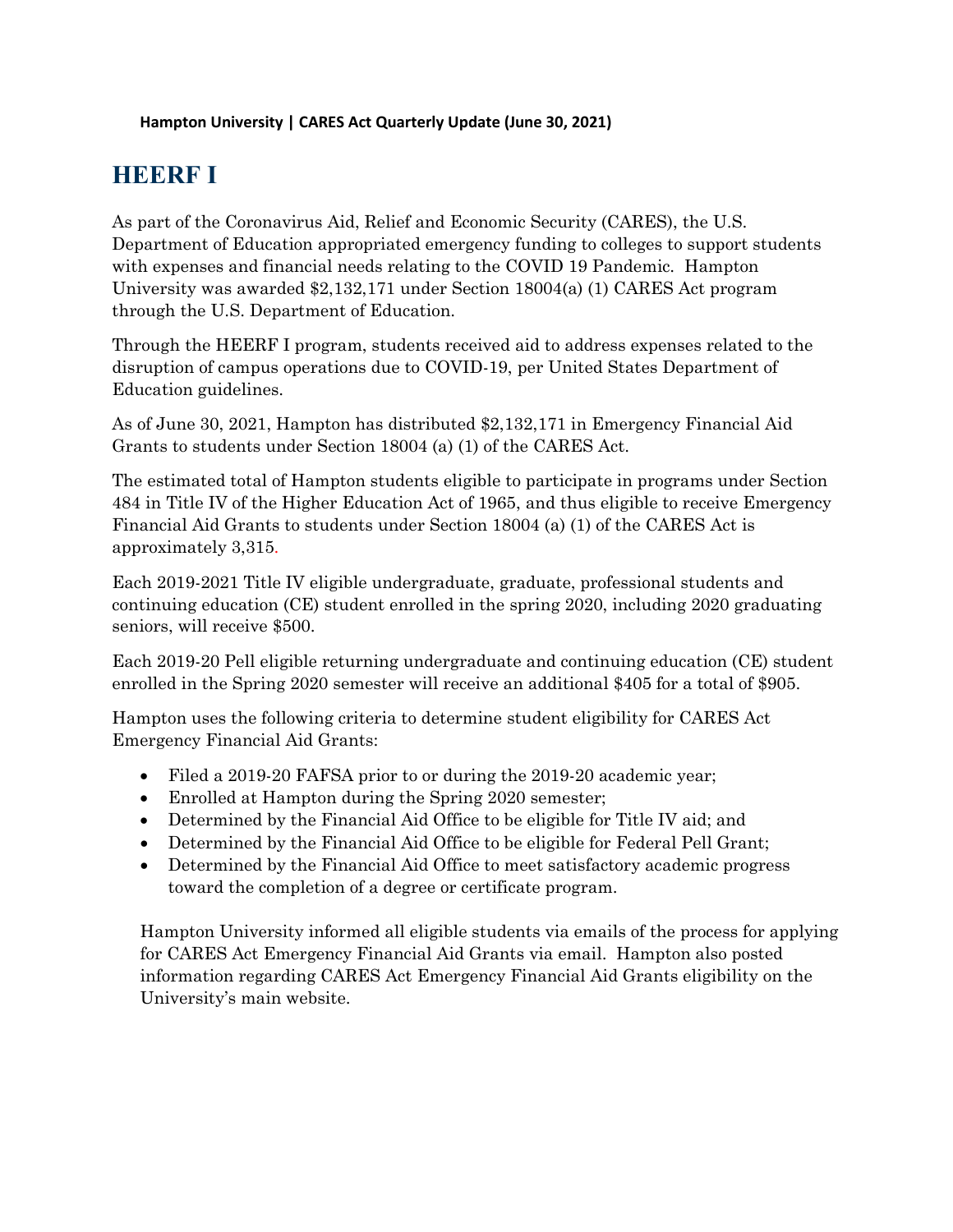**Hampton University | CARES Act Quarterly Update (June 30, 2021)**

# HEERF I

As part of the Coronavirus Aid, Relief and Economic Security (CARES), the U.S. Department of Education appropriated emergency funding to colleges to support students with expenses and financial needs relating to the COVID 19 Pandemic. Hampton University was awarded $2,132,171 under Section 18004(a) (1) CARES Act program through the U.S. Department of Education.

Through the HEERF I program, students received aid to address expenses related to the disruption of campus operations due to COVID-19, per United States Department of Education guidelines.

As of June 30, 2021, Hampton has distributed $2,132,171 in Emergency Financial Aid Grants to students under Section 18004 (a) (1) of the CARES Act.

The estimated total of Hampton students eligible to participate in programs under Section 484 in Title IV of the Higher Education Act of 1965, and thus eligible to receive Emergency Financial Aid Grants to students under Section 18004 (a) (1) of the CARES Act is approximately 3,315.

Each 2019-2021 Title IV eligible undergraduate, graduate, professional students and continuing education (CE) student enrolled in the spring 2020, including 2020 graduating seniors, will receive $500.

Each 2019-20 Pell eligible returning undergraduate and continuing education (CE) student enrolled in the Spring 2020 semester will receive an additional $405 for a total of $905.

Hampton uses the following criteria to determine student eligibility for CARES Act Emergency Financial Aid Grants:

- Filed a 2019-20 FAFSA prior to or during the 2019-20 academic year;
- Enrolled at Hampton during the Spring 2020 semester;
- Determined by the Financial Aid Office to be eligible for Title IV aid; and
- Determined by the Financial Aid Office to be eligible for Federal Pell Grant;
- Determined by the Financial Aid Office to meet satisfactory academic progress toward the completion of a degree or certificate program.

Hampton University informed all eligible students via emails of the process for applying for CARES Act Emergency Financial Aid Grants via email. Hampton also posted information regarding CARES Act Emergency Financial Aid Grants eligibility on the University's main website.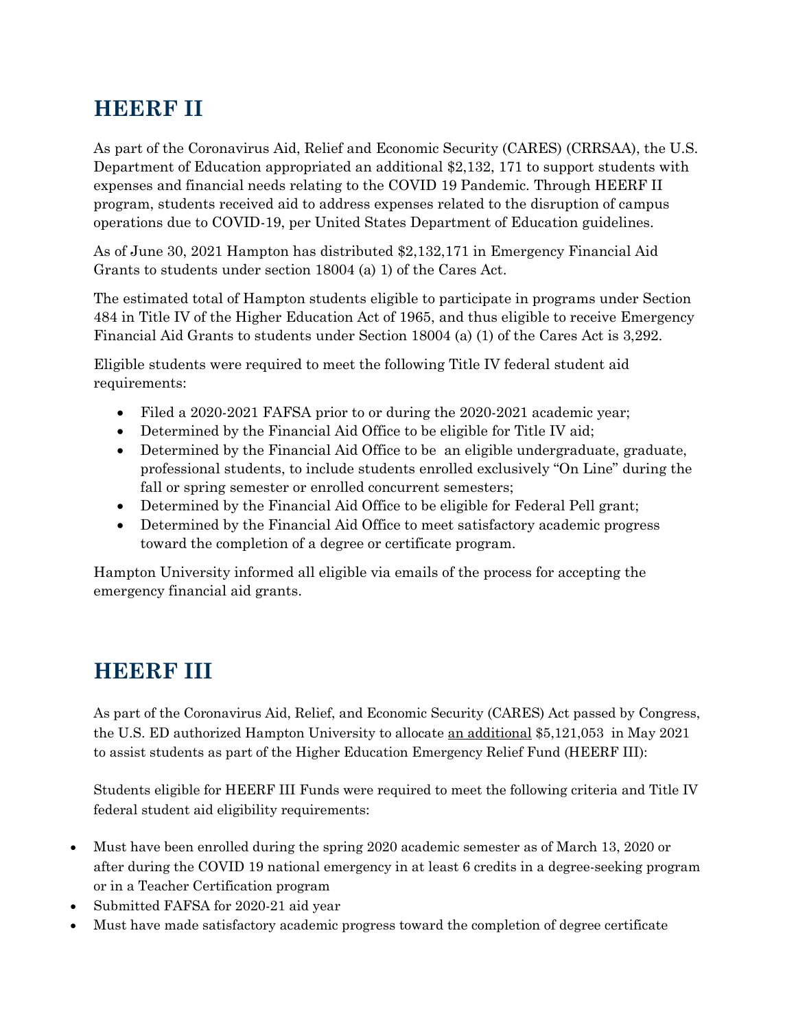## HEERF II

As part of the Coronavirus Aid, Relief and Economic Security (CARES) (CRRSAA), the U.S. Department of Education appropriated an additional $2,132, 171 to support students with expenses and financial needs relating to the COVID 19 Pandemic. Through HEERF II program, students received aid to address expenses related to the disruption of campus operations due to COVID-19, per United States Department of Education guidelines.

As of June 30, 2021 Hampton has distributed $2,132,171 in Emergency Financial Aid Grants to students under section 18004 (a) 1) of the Cares Act.

The estimated total of Hampton students eligible to participate in programs under Section 484 in Title IV of the Higher Education Act of 1965, and thus eligible to receive Emergency Financial Aid Grants to students under Section 18004 (a) (1) of the Cares Act is 3,292.

Eligible students were required to meet the following Title IV federal student aid requirements:

- Filed a 2020-2021 FAFSA prior to or during the 2020-2021 academic year;
- Determined by the Financial Aid Office to be eligible for Title IV aid;
- Determined by the Financial Aid Office to be an eligible undergraduate, graduate, professional students, to include students enrolled exclusively "On Line" during the fall or spring semester or enrolled concurrent semesters;
- Determined by the Financial Aid Office to be eligible for Federal Pell grant;
- Determined by the Financial Aid Office to meet satisfactory academic progress toward the completion of a degree or certificate program.

Hampton University informed all eligible via emails of the process for accepting the emergency financial aid grants.

## HEERF III

As part of the Coronavirus Aid, Relief, and Economic Security (CARES) Act passed by Congress, the U.S. ED authorized Hampton University to allocate an additional $5,121,053 in May 2021 to assist students as part of the Higher Education Emergency Relief Fund (HEERF III):

Students eligible for HEERF III Funds were required to meet the following criteria and Title IV federal student aid eligibility requirements:

- Must have been enrolled during the spring 2020 academic semester as of March 13, 2020 or after during the COVID 19 national emergency in at least 6 credits in a degree-seeking program or in a Teacher Certification program
- Submitted FAFSA for 2020-21 aid year
- Must have made satisfactory academic progress toward the completion of degree certificate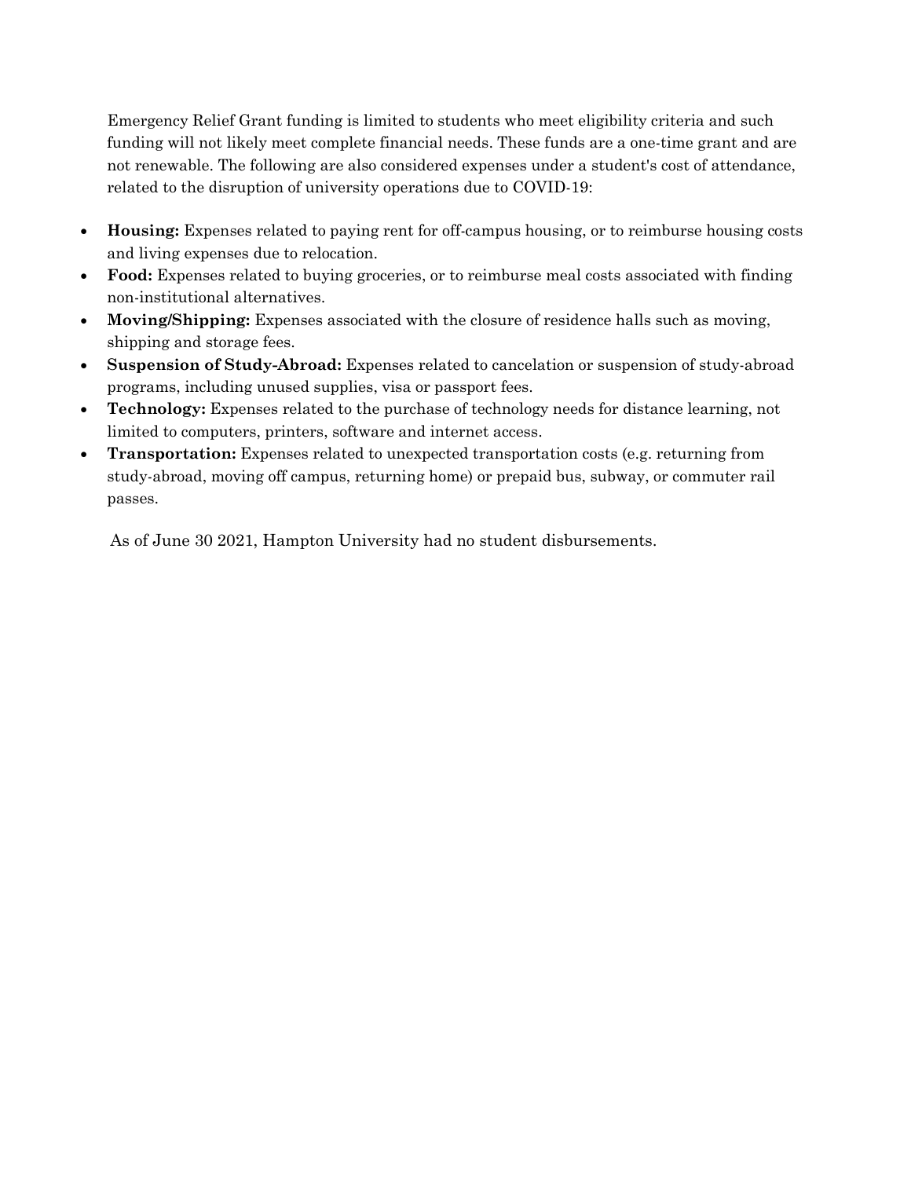Emergency Relief Grant funding is limited to students who meet eligibility criteria and such funding will not likely meet complete financial needs. These funds are a one-time grant and are not renewable. The following are also considered expenses under a student's cost of attendance, related to the disruption of university operations due to COVID-19:

- **Housing:** Expenses related to paying rent for off-campus housing, or to reimburse housing costs and living expenses due to relocation.
- **Food:** Expenses related to buying groceries, or to reimburse meal costs associated with finding non-institutional alternatives.
- **Moving/Shipping:** Expenses associated with the closure of residence halls such as moving, shipping and storage fees.
- **Suspension of Study-Abroad:** Expenses related to cancelation or suspension of study-abroad programs, including unused supplies, visa or passport fees.
- **Technology:** Expenses related to the purchase of technology needs for distance learning, not limited to computers, printers, software and internet access.
- **Transportation:** Expenses related to unexpected transportation costs (e.g. returning from study-abroad, moving off campus, returning home) or prepaid bus, subway, or commuter rail passes.

As of June 30 2021, Hampton University had no student disbursements.